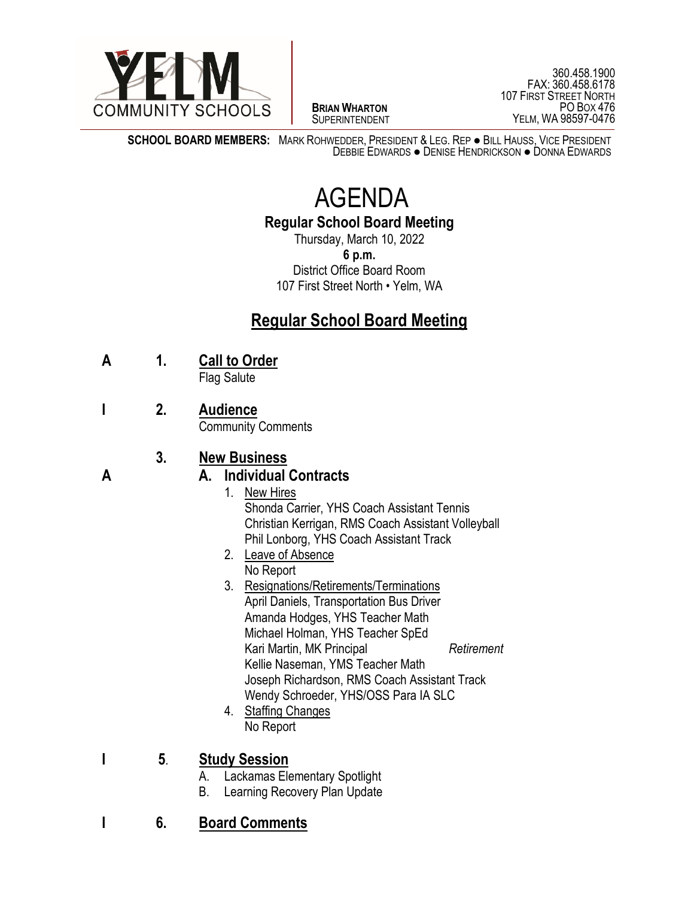YELM COMMUNITY SCHOOLS

**BRIAN WHARTON**
SUPERINTENDENT

360.458.1900
FAX: 360.458.6178
107 FIRST STREET NORTH
PO BOX 476
YELM, WA 98597-0476

**SCHOOL BOARD MEMBERS:** MARK ROHWEDDER, PRESIDENT & LEG. REP ● BILL HAUSS, VICE PRESIDENT
DEBBIE EDWARDS ● DENISE HENDRICKSON ● DONNA EDWARDS

# AGENDA

**Regular School Board Meeting**

Thursday, March 10, 2022

**6 p.m.**

District Office Board Room

107 First Street North • Yelm, WA

## Regular School Board Meeting

**A** **1.** **Call to Order**
Flag Salute

**I** **2.** **Audience**
Community Comments

**3.** **New Business**

**A** **A. Individual Contracts**

1. New Hires
   Shonda Carrier, YHS Coach Assistant Tennis
   Christian Kerrigan, RMS Coach Assistant Volleyball
   Phil Lonborg, YHS Coach Assistant Track
2. Leave of Absence
   No Report
3. Resignations/Retirements/Terminations
   April Daniels, Transportation Bus Driver
   Amanda Hodges, YHS Teacher Math
   Michael Holman, YHS Teacher SpEd
   Kari Martin, MK Principal *Retirement*
   Kellie Naseman, YMS Teacher Math
   Joseph Richardson, RMS Coach Assistant Track
   Wendy Schroeder, YHS/OSS Para IA SLC
4. Staffing Changes
   No Report

**I** **5.** **Study Session**

A. Lackamas Elementary Spotlight
B. Learning Recovery Plan Update

**I** **6.** **Board Comments**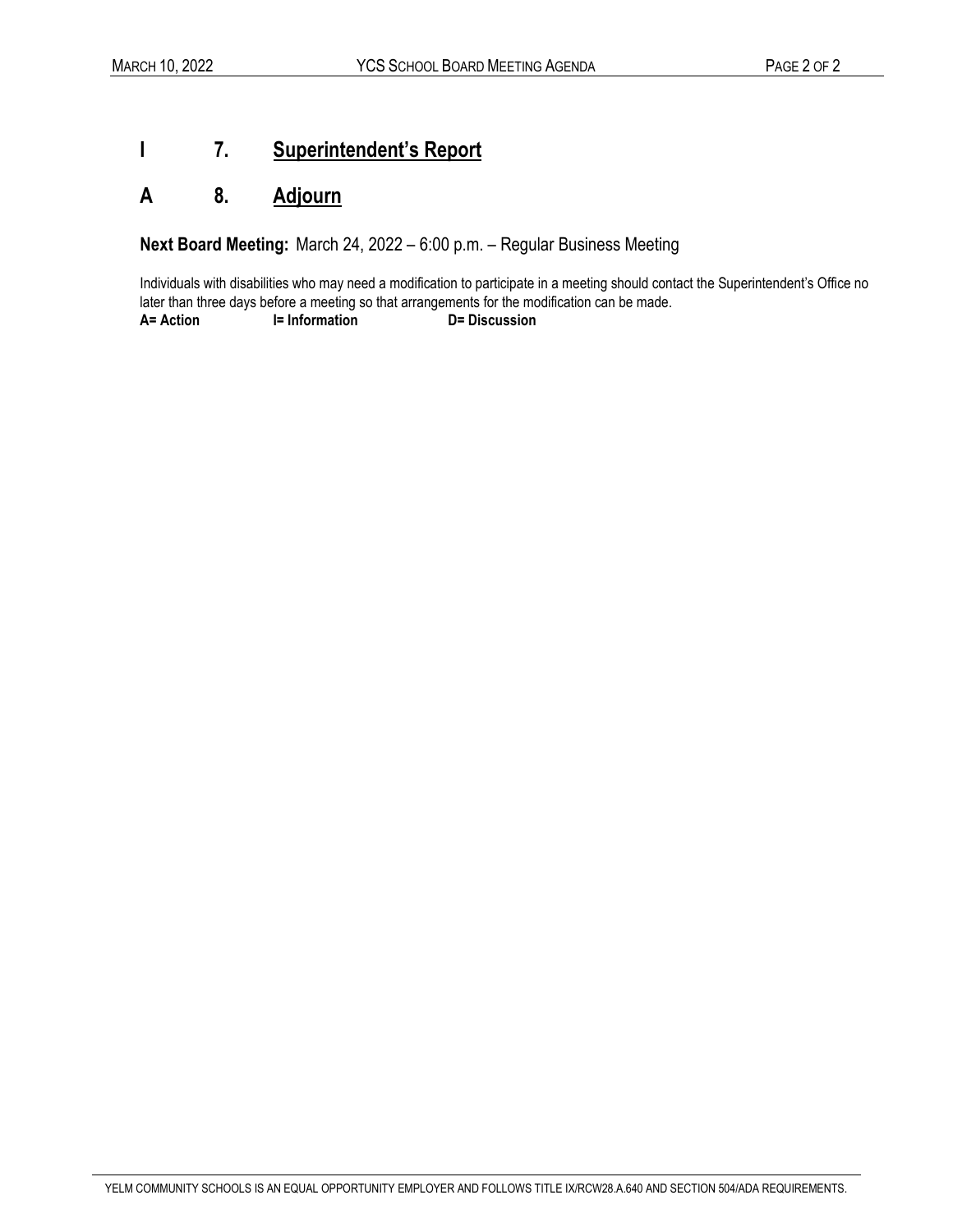## I 7. Superintendent's Report

## A 8. Adjourn

**Next Board Meeting:** March 24, 2022 – 6:00 p.m. – Regular Business Meeting

Individuals with disabilities who may need a modification to participate in a meeting should contact the Superintendent's Office no later than three days before a meeting so that arrangements for the modification can be made.

**A= Action** **I= Information** **D= Discussion**

YELM COMMUNITY SCHOOLS IS AN EQUAL OPPORTUNITY EMPLOYER AND FOLLOWS TITLE IX/RCW28.A.640 AND SECTION 504/ADA REQUIREMENTS.